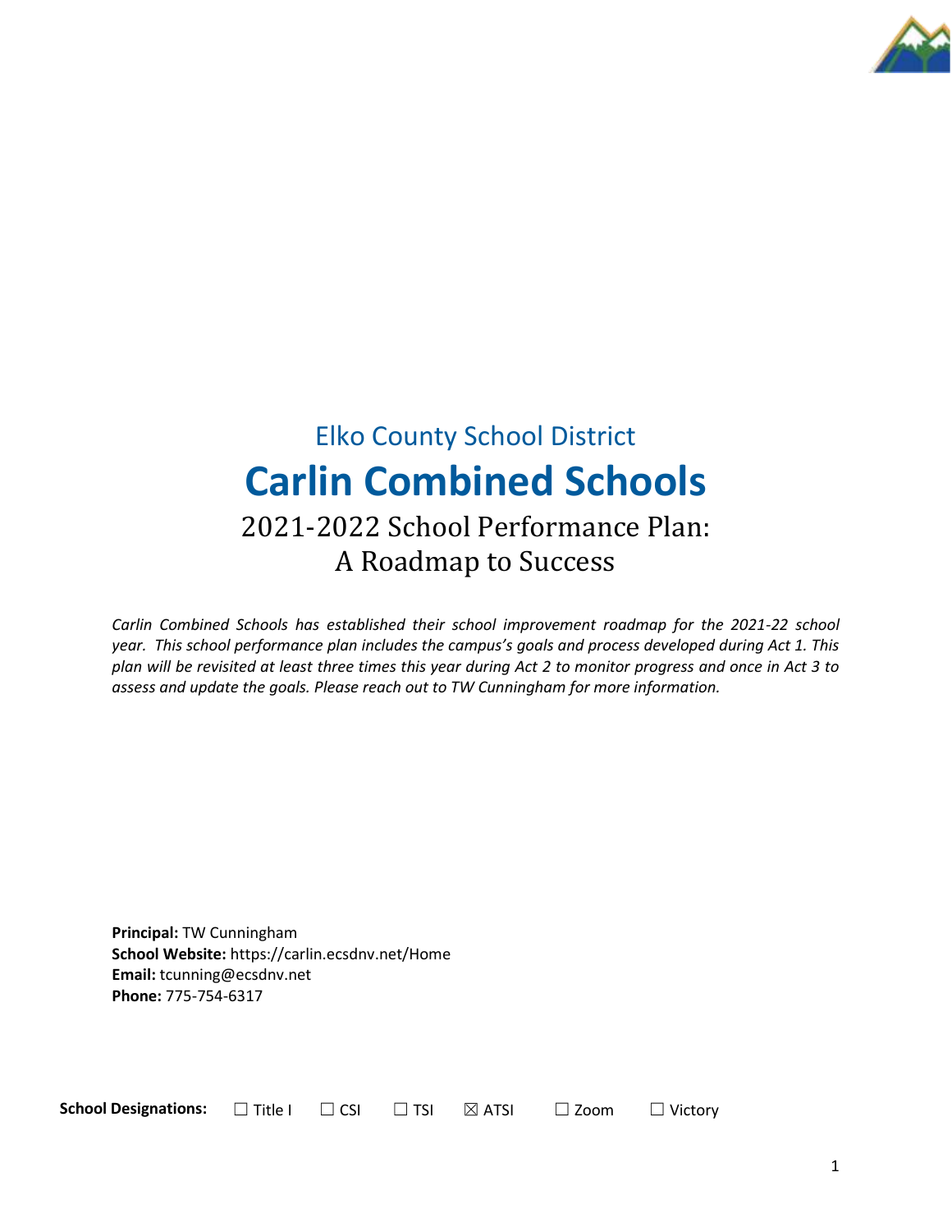Elko County School District

# Carlin Combined Schools

## 2021-2022 School Performance Plan: A Roadmap to Success

*Carlin Combined Schools has established their school improvement roadmap for the 2021-22 school year. This school performance plan includes the campus's goals and process developed during Act 1. This plan will be revisited at least three times this year during Act 2 to monitor progress and once in Act 3 to assess and update the goals. Please reach out to TW Cunningham for more information.*

**Principal:** TW Cunningham
**School Website:** https://carlin.ecsdnv.net/Home
**Email:** tcunning@ecsdnv.net
**Phone:** 775-754-6317

**School Designations:** ☐ Title I ☐ CSI ☐ TSI ☒ ATSI ☐ Zoom ☐ Victory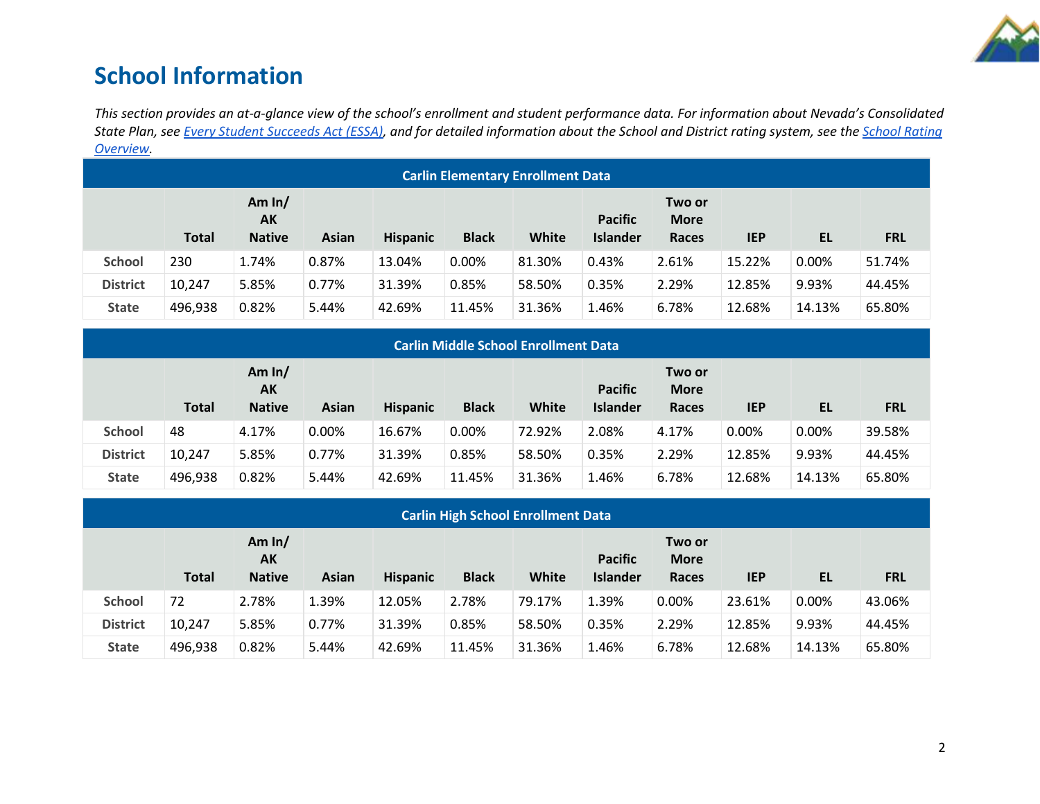# School Information

*This section provides an at-a-glance view of the school's enrollment and student performance data. For information about Nevada's Consolidated State Plan, see [Every Student Succeeds Act (ESSA)](), and for detailed information about the School and District rating system, see the [School Rating Overview]().*

| Carlin Elementary Enrollment Data | | | | | | | | | | | |
|---|---|---|---|---|---|---|---|---|---|---|---|
| | **Total** | **Am In/ AK Native** | **Asian** | **Hispanic** | **Black** | **White** | **Pacific Islander** | **Two or More Races** | **IEP** | **EL** | **FRL** |
| **School** | 230 | 1.74% | 0.87% | 13.04% | 0.00% | 81.30% | 0.43% | 2.61% | 15.22% | 0.00% | 51.74% |
| **District** | 10,247 | 5.85% | 0.77% | 31.39% | 0.85% | 58.50% | 0.35% | 2.29% | 12.85% | 9.93% | 44.45% |
| **State** | 496,938 | 0.82% | 5.44% | 42.69% | 11.45% | 31.36% | 1.46% | 6.78% | 12.68% | 14.13% | 65.80% |

| Carlin Middle School Enrollment Data | | | | | | | | | | | |
|---|---|---|---|---|---|---|---|---|---|---|---|
| | **Total** | **Am In/ AK Native** | **Asian** | **Hispanic** | **Black** | **White** | **Pacific Islander** | **Two or More Races** | **IEP** | **EL** | **FRL** |
| **School** | 48 | 4.17% | 0.00% | 16.67% | 0.00% | 72.92% | 2.08% | 4.17% | 0.00% | 0.00% | 39.58% |
| **District** | 10,247 | 5.85% | 0.77% | 31.39% | 0.85% | 58.50% | 0.35% | 2.29% | 12.85% | 9.93% | 44.45% |
| **State** | 496,938 | 0.82% | 5.44% | 42.69% | 11.45% | 31.36% | 1.46% | 6.78% | 12.68% | 14.13% | 65.80% |

| Carlin High School Enrollment Data | | | | | | | | | | | |
|---|---|---|---|---|---|---|---|---|---|---|---|
| | **Total** | **Am In/ AK Native** | **Asian** | **Hispanic** | **Black** | **White** | **Pacific Islander** | **Two or More Races** | **IEP** | **EL** | **FRL** |
| **School** | 72 | 2.78% | 1.39% | 12.05% | 2.78% | 79.17% | 1.39% | 0.00% | 23.61% | 0.00% | 43.06% |
| **District** | 10,247 | 5.85% | 0.77% | 31.39% | 0.85% | 58.50% | 0.35% | 2.29% | 12.85% | 9.93% | 44.45% |
| **State** | 496,938 | 0.82% | 5.44% | 42.69% | 11.45% | 31.36% | 1.46% | 6.78% | 12.68% | 14.13% | 65.80% |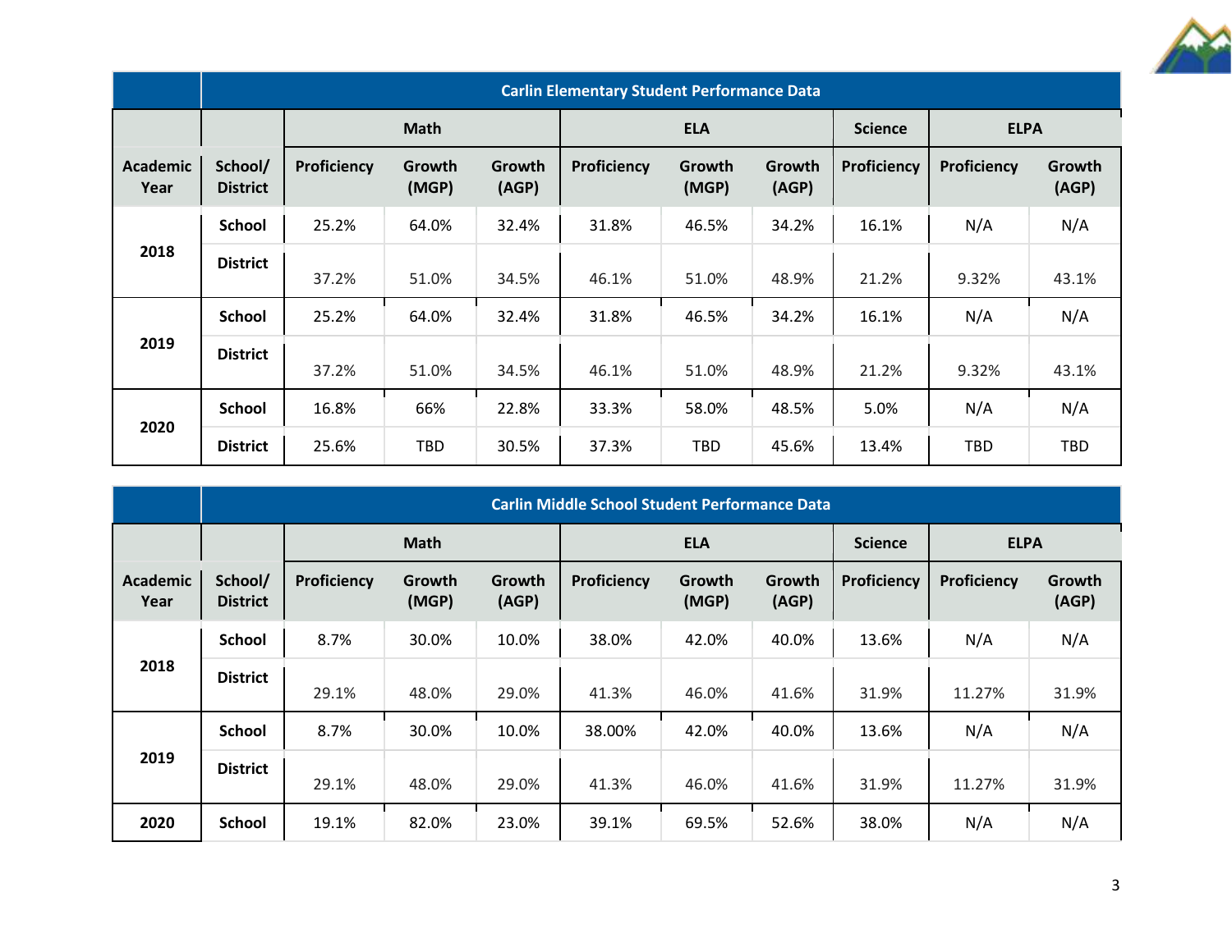| | Carlin Elementary Student Performance Data | | | | | | | | | |
|---|---|---|---|---|---|---|---|---|---|---|
| | | Math | | | ELA | | | Science | ELPA | |
| Academic Year | School/ District | Proficiency | Growth (MGP) | Growth (AGP) | Proficiency | Growth (MGP) | Growth (AGP) | Proficiency | Proficiency | Growth (AGP) |
| 2018 | School | 25.2% | 64.0% | 32.4% | 31.8% | 46.5% | 34.2% | 16.1% | N/A | N/A |
| | District | 37.2% | 51.0% | 34.5% | 46.1% | 51.0% | 48.9% | 21.2% | 9.32% | 43.1% |
| 2019 | School | 25.2% | 64.0% | 32.4% | 31.8% | 46.5% | 34.2% | 16.1% | N/A | N/A |
| | District | 37.2% | 51.0% | 34.5% | 46.1% | 51.0% | 48.9% | 21.2% | 9.32% | 43.1% |
| 2020 | School | 16.8% | 66% | 22.8% | 33.3% | 58.0% | 48.5% | 5.0% | N/A | N/A |
| | District | 25.6% | TBD | 30.5% | 37.3% | TBD | 45.6% | 13.4% | TBD | TBD |

| | Carlin Middle School Student Performance Data | | | | | | | | | |
|---|---|---|---|---|---|---|---|---|---|---|
| | | Math | | | ELA | | | Science | ELPA | |
| Academic Year | School/ District | Proficiency | Growth (MGP) | Growth (AGP) | Proficiency | Growth (MGP) | Growth (AGP) | Proficiency | Proficiency | Growth (AGP) |
| 2018 | School | 8.7% | 30.0% | 10.0% | 38.0% | 42.0% | 40.0% | 13.6% | N/A | N/A |
| | District | 29.1% | 48.0% | 29.0% | 41.3% | 46.0% | 41.6% | 31.9% | 11.27% | 31.9% |
| 2019 | School | 8.7% | 30.0% | 10.0% | 38.00% | 42.0% | 40.0% | 13.6% | N/A | N/A |
| | District | 29.1% | 48.0% | 29.0% | 41.3% | 46.0% | 41.6% | 31.9% | 11.27% | 31.9% |
| 2020 | School | 19.1% | 82.0% | 23.0% | 39.1% | 69.5% | 52.6% | 38.0% | N/A | N/A |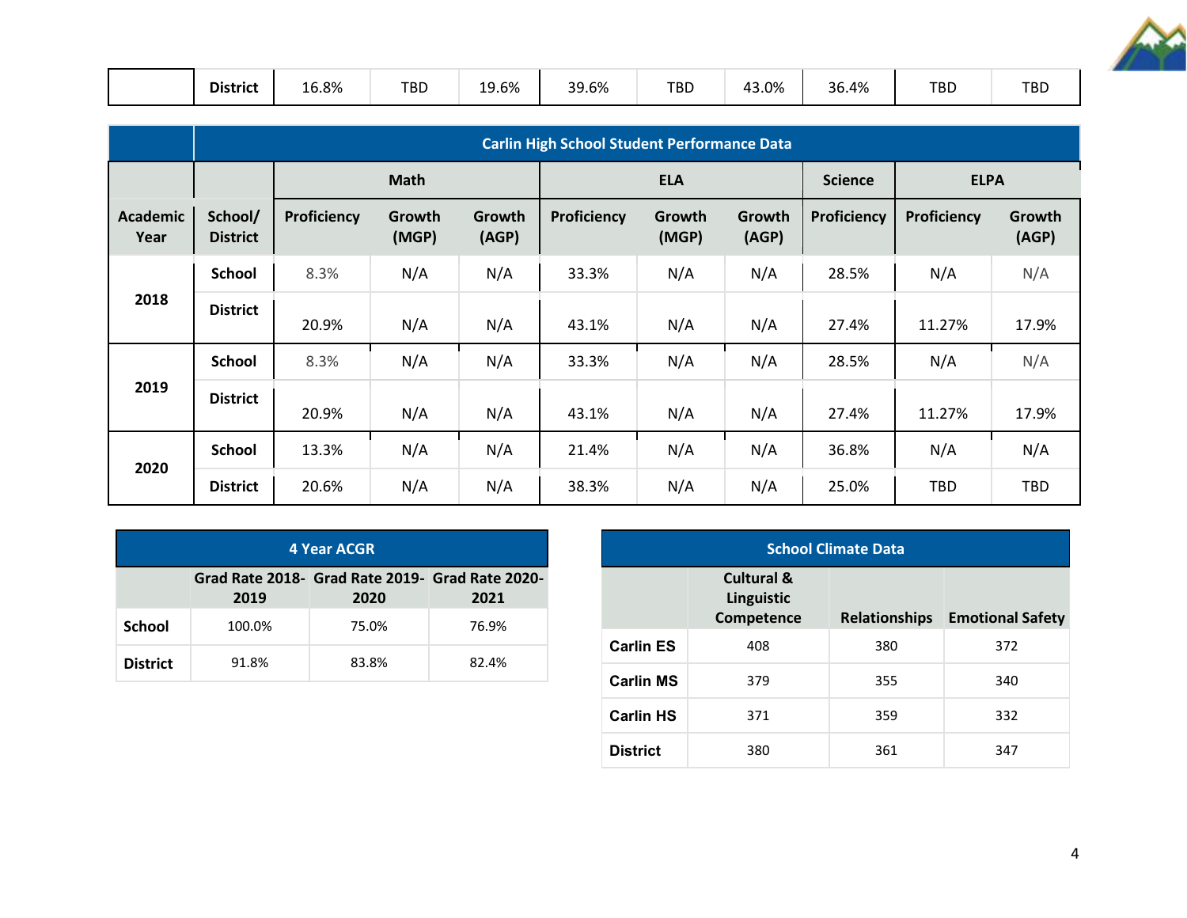| | District | 16.8% | TBD | 19.6% | 39.6% | TBD | 43.0% | 36.4% | TBD | TBD |
|---|---|---|---|---|---|---|---|---|---|---|

| | Carlin High School Student Performance Data | | | | | | | | | |
|---|---|---|---|---|---|---|---|---|---|---|
| | | Math | | | ELA | | | Science | ELPA | |
| Academic Year | School/ District | Proficiency | Growth (MGP) | Growth (AGP) | Proficiency | Growth (MGP) | Growth (AGP) | Proficiency | Proficiency | Growth (AGP) |
| 2018 | School | 8.3% | N/A | N/A | 33.3% | N/A | N/A | 28.5% | N/A | N/A |
| | District | 20.9% | N/A | N/A | 43.1% | N/A | N/A | 27.4% | 11.27% | 17.9% |
| 2019 | School | 8.3% | N/A | N/A | 33.3% | N/A | N/A | 28.5% | N/A | N/A |
| | District | 20.9% | N/A | N/A | 43.1% | N/A | N/A | 27.4% | 11.27% | 17.9% |
| 2020 | School | 13.3% | N/A | N/A | 21.4% | N/A | N/A | 36.8% | N/A | N/A |
| | District | 20.6% | N/A | N/A | 38.3% | N/A | N/A | 25.0% | TBD | TBD |

| 4 Year ACGR | | | |
|---|---|---|---|
| | Grad Rate 2018-2019 | Grad Rate 2019-2020 | Grad Rate 2020-2021 |
| School | 100.0% | 75.0% | 76.9% |
| District | 91.8% | 83.8% | 82.4% |

| School Climate Data | | | |
|---|---|---|---|
| | Cultural & Linguistic Competence | Relationships | Emotional Safety |
| Carlin ES | 408 | 380 | 372 |
| Carlin MS | 379 | 355 | 340 |
| Carlin HS | 371 | 359 | 332 |
| District | 380 | 361 | 347 |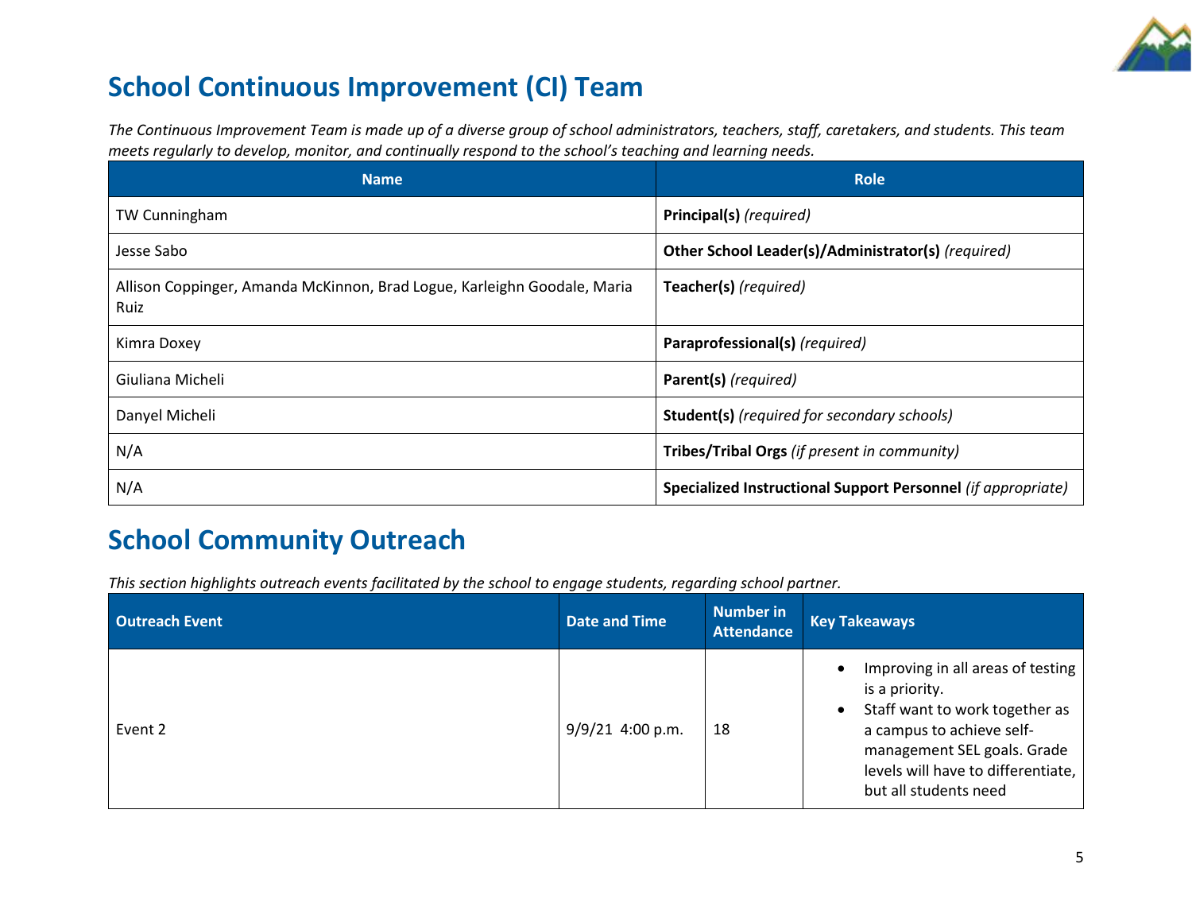## School Continuous Improvement (CI) Team

*The Continuous Improvement Team is made up of a diverse group of school administrators, teachers, staff, caretakers, and students. This team meets regularly to develop, monitor, and continually respond to the school's teaching and learning needs.*

| Name | Role |
|---|---|
| TW Cunningham | **Principal(s)** *(required)* |
| Jesse Sabo | **Other School Leader(s)/Administrator(s)** *(required)* |
| Allison Coppinger, Amanda McKinnon, Brad Logue, Karleighn Goodale, Maria Ruiz | **Teacher(s)** *(required)* |
| Kimra Doxey | **Paraprofessional(s)** *(required)* |
| Giuliana Micheli | **Parent(s)** *(required)* |
| Danyel Micheli | **Student(s)** *(required for secondary schools)* |
| N/A | **Tribes/Tribal Orgs** *(if present in community)* |
| N/A | **Specialized Instructional Support Personnel** *(if appropriate)* |

## School Community Outreach

*This section highlights outreach events facilitated by the school to engage students, regarding school partner.*

| Outreach Event | Date and Time | Number in Attendance | Key Takeaways |
|---|---|---|---|
| Event 2 | 9/9/21 4:00 p.m. | 18 | • Improving in all areas of testing is a priority.<br>• Staff want to work together as a campus to achieve self-management SEL goals. Grade levels will have to differentiate, but all students need |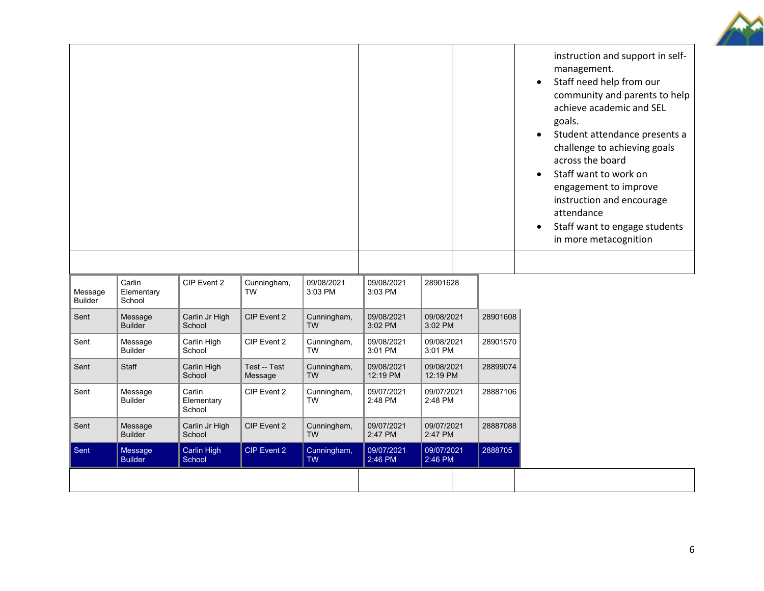| | | | |
|---|---|---|---|
| | | | instruction and support in self-management.<br>• Staff need help from our community and parents to help achieve academic and SEL goals.<br>• Student attendance presents a challenge to achieving goals across the board<br>• Staff want to work on engagement to improve instruction and encourage attendance<br>• Staff want to engage students in more metacognition |
| | | | |

| | | | | | | | |
|---|---|---|---|---|---|---|---|
| Message Builder | Carlin Elementary School | CIP Event 2 | Cunningham, TW | 09/08/2021 3:03 PM | 09/08/2021 3:03 PM | 28901628 | |
| Sent | Message Builder | Carlin Jr High School | CIP Event 2 | Cunningham, TW | 09/08/2021 3:02 PM | 09/08/2021 3:02 PM | 28901608 |
| Sent | Message Builder | Carlin High School | CIP Event 2 | Cunningham, TW | 09/08/2021 3:01 PM | 09/08/2021 3:01 PM | 28901570 |
| Sent | Staff | Carlin High School | Test -- Test Message | Cunningham, TW | 09/08/2021 12:19 PM | 09/08/2021 12:19 PM | 28899074 |
| Sent | Message Builder | Carlin Elementary School | CIP Event 2 | Cunningham, TW | 09/07/2021 2:48 PM | 09/07/2021 2:48 PM | 28887106 |
| Sent | Message Builder | Carlin Jr High School | CIP Event 2 | Cunningham, TW | 09/07/2021 2:47 PM | 09/07/2021 2:47 PM | 28887088 |
| Sent | Message Builder | Carlin High School | CIP Event 2 | Cunningham, TW | 09/07/2021 2:46 PM | 09/07/2021 2:46 PM | 2888705 |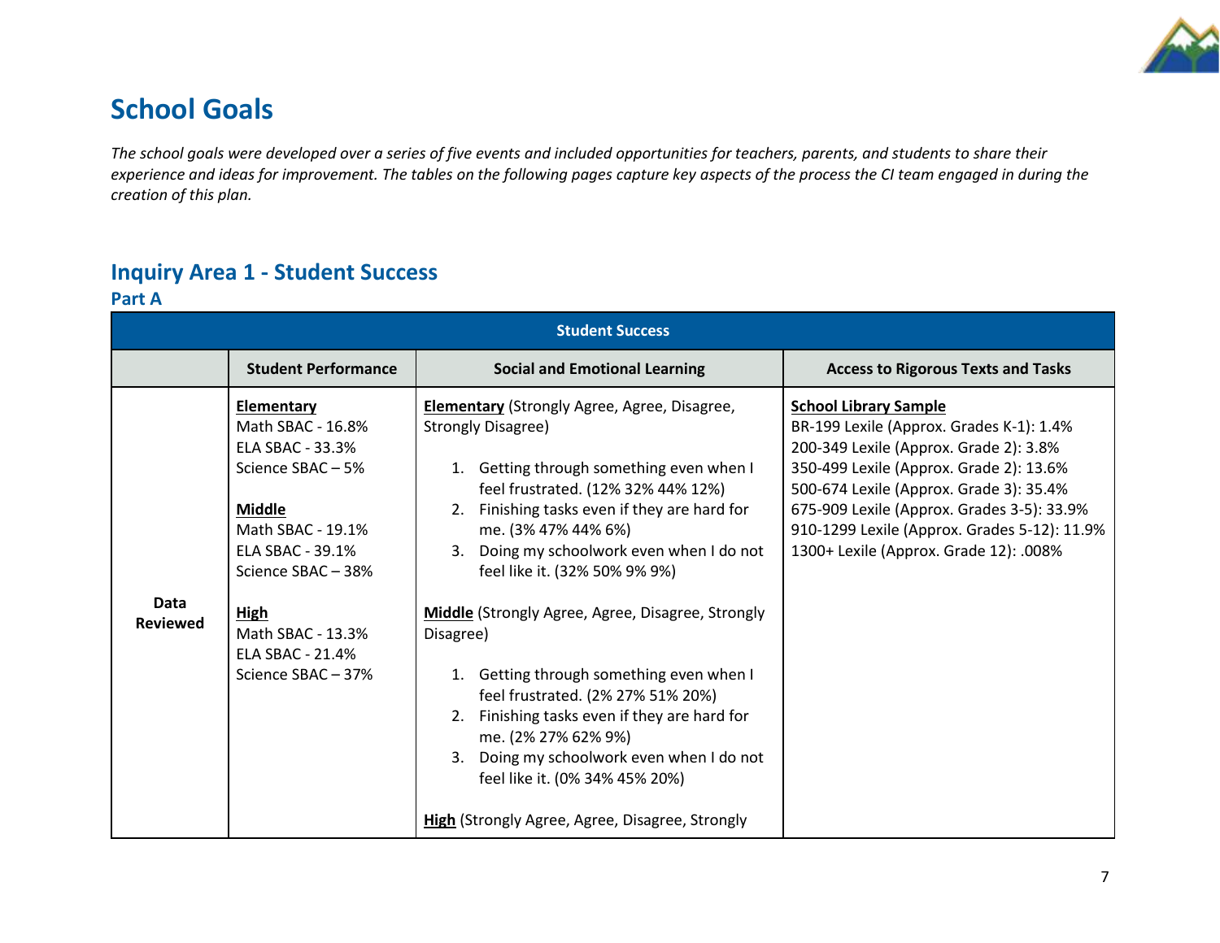# School Goals

*The school goals were developed over a series of five events and included opportunities for teachers, parents, and students to share their experience and ideas for improvement. The tables on the following pages capture key aspects of the process the CI team engaged in during the creation of this plan.*

## Inquiry Area 1 - Student Success

### Part A

| Student Success | | | |
|---|---|---|---|
| | **Student Performance** | **Social and Emotional Learning** | **Access to Rigorous Texts and Tasks** |
| **Data Reviewed** | **Elementary**<br>Math SBAC - 16.8%<br>ELA SBAC - 33.3%<br>Science SBAC – 5%<br><br>**Middle**<br>Math SBAC - 19.1%<br>ELA SBAC - 39.1%<br>Science SBAC – 38%<br><br>**High**<br>Math SBAC - 13.3%<br>ELA SBAC - 21.4%<br>Science SBAC – 37% | **Elementary** (Strongly Agree, Agree, Disagree, Strongly Disagree)<br><br>1. Getting through something even when I feel frustrated. (12% 32% 44% 12%)<br>2. Finishing tasks even if they are hard for me. (3% 47% 44% 6%)<br>3. Doing my schoolwork even when I do not feel like it. (32% 50% 9% 9%)<br><br>**Middle** (Strongly Agree, Agree, Disagree, Strongly Disagree)<br><br>1. Getting through something even when I feel frustrated. (2% 27% 51% 20%)<br>2. Finishing tasks even if they are hard for me. (2% 27% 62% 9%)<br>3. Doing my schoolwork even when I do not feel like it. (0% 34% 45% 20%)<br><br>**High** (Strongly Agree, Agree, Disagree, Strongly | **School Library Sample**<br>BR-199 Lexile (Approx. Grades K-1): 1.4%<br>200-349 Lexile (Approx. Grade 2): 3.8%<br>350-499 Lexile (Approx. Grade 2): 13.6%<br>500-674 Lexile (Approx. Grade 3): 35.4%<br>675-909 Lexile (Approx. Grades 3-5): 33.9%<br>910-1299 Lexile (Approx. Grades 5-12): 11.9%<br>1300+ Lexile (Approx. Grade 12): .008% |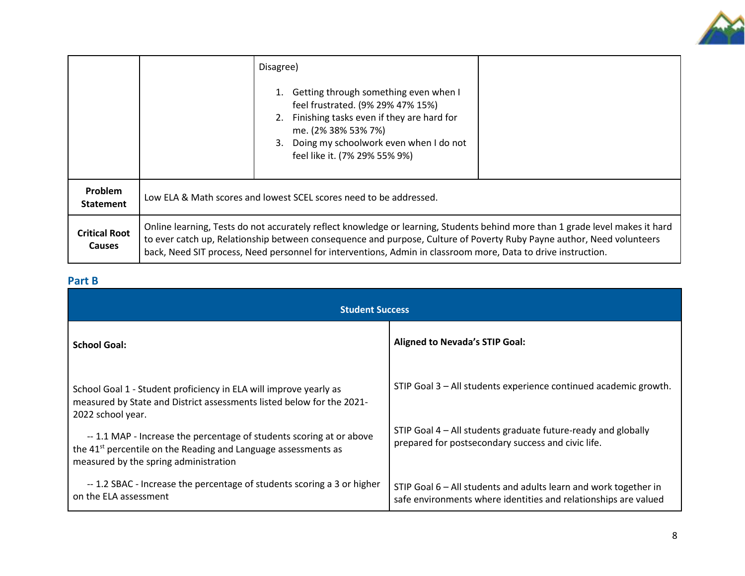| | | Disagree)<br><br>1. Getting through something even when I feel frustrated. (9% 29% 47% 15%)<br>2. Finishing tasks even if they are hard for me. (2% 38% 53% 7%)<br>3. Doing my schoolwork even when I do not feel like it. (7% 29% 55% 9%) | |
|---|---|---|---|
| **Problem Statement** | Low ELA & Math scores and lowest SCEL scores need to be addressed. | | |
| **Critical Root Causes** | Online learning, Tests do not accurately reflect knowledge or learning, Students behind more than 1 grade level makes it hard to ever catch up, Relationship between consequence and purpose, Culture of Poverty Ruby Payne author, Need volunteers back, Need SIT process, Need personnel for interventions, Admin in classroom more, Data to drive instruction. | | |

## Part B

| **Student Success** | |
|---|---|
| **School Goal:** | **Aligned to Nevada's STIP Goal:** |
| School Goal 1 - Student proficiency in ELA will improve yearly as measured by State and District assessments listed below for the 2021-2022 school year.<br><br>-- 1.1 MAP - Increase the percentage of students scoring at or above the 41st percentile on the Reading and Language assessments as measured by the spring administration<br><br>-- 1.2 SBAC - Increase the percentage of students scoring a 3 or higher on the ELA assessment | STIP Goal 3 – All students experience continued academic growth.<br><br>STIP Goal 4 – All students graduate future-ready and globally prepared for postsecondary success and civic life.<br><br>STIP Goal 6 – All students and adults learn and work together in safe environments where identities and relationships are valued |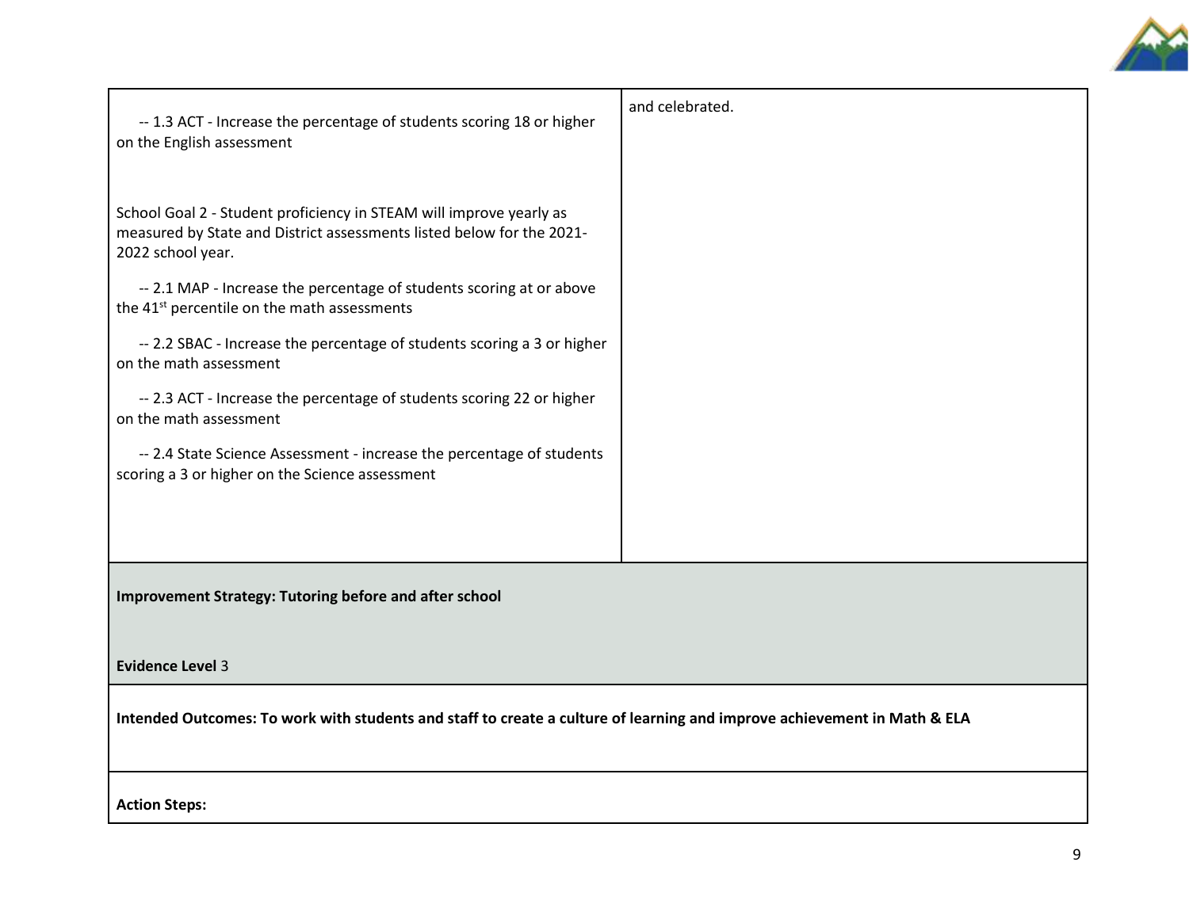| | |
|---|---|
| -- 1.3 ACT - Increase the percentage of students scoring 18 or higher on the English assessment<br><br>School Goal 2 - Student proficiency in STEAM will improve yearly as measured by State and District assessments listed below for the 2021-2022 school year.<br><br>-- 2.1 MAP - Increase the percentage of students scoring at or above the 41st percentile on the math assessments<br><br>-- 2.2 SBAC - Increase the percentage of students scoring a 3 or higher on the math assessment<br><br>-- 2.3 ACT - Increase the percentage of students scoring 22 or higher on the math assessment<br><br>-- 2.4 State Science Assessment - increase the percentage of students scoring a 3 or higher on the Science assessment | and celebrated. |

**Improvement Strategy: Tutoring before and after school**

**Evidence Level** 3

**Intended Outcomes: To work with students and staff to create a culture of learning and improve achievement in Math & ELA**

**Action Steps:**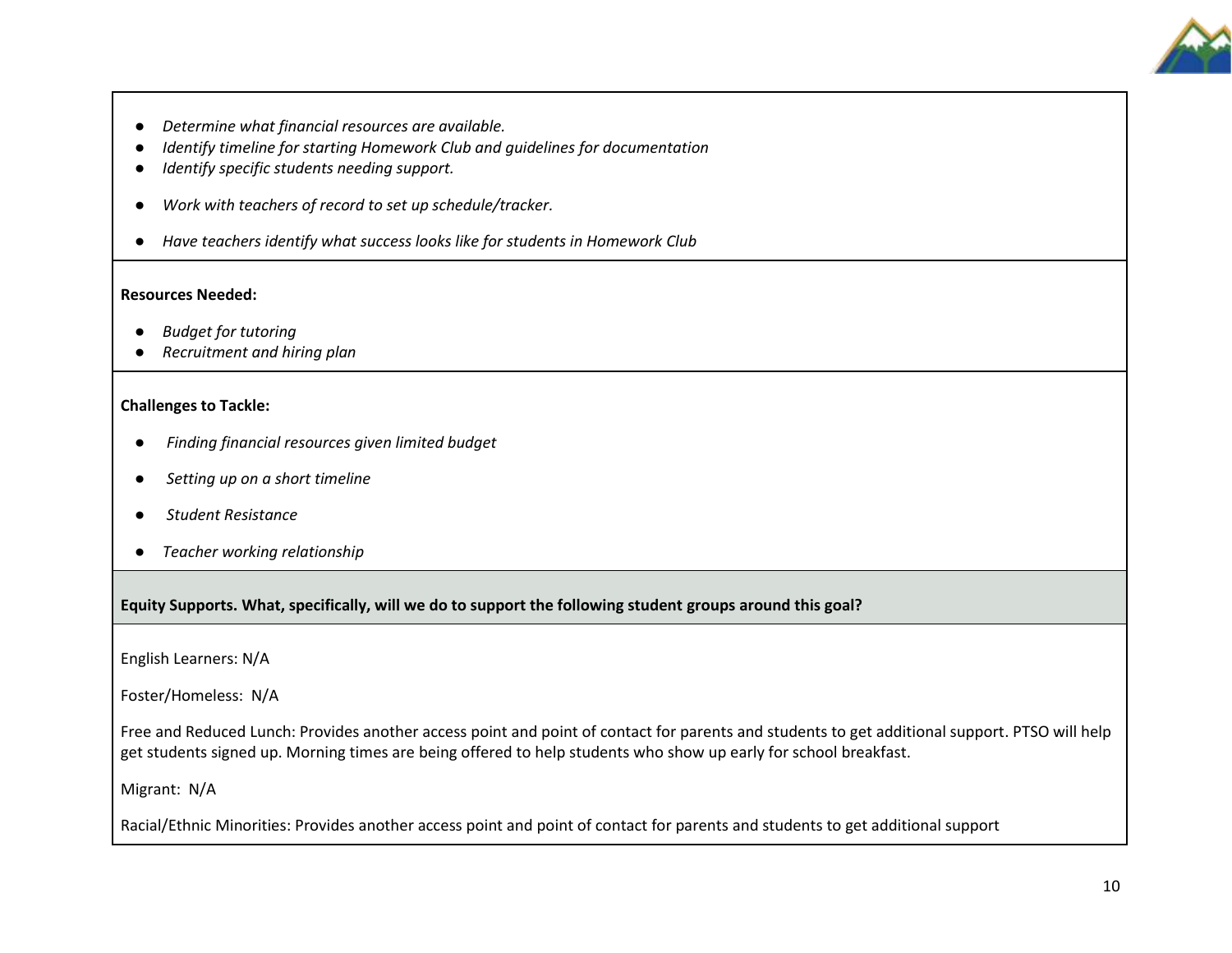- *Determine what financial resources are available.*
- *Identify timeline for starting Homework Club and guidelines for documentation*
- *Identify specific students needing support.*
- *Work with teachers of record to set up schedule/tracker.*
- *Have teachers identify what success looks like for students in Homework Club*

**Resources Needed:**

- *Budget for tutoring*
- *Recruitment and hiring plan*

**Challenges to Tackle:**

- *Finding financial resources given limited budget*
- *Setting up on a short timeline*
- *Student Resistance*
- *Teacher working relationship*

**Equity Supports. What, specifically, will we do to support the following student groups around this goal?**

English Learners: N/A

Foster/Homeless: N/A

Free and Reduced Lunch: Provides another access point and point of contact for parents and students to get additional support. PTSO will help get students signed up. Morning times are being offered to help students who show up early for school breakfast.

Migrant: N/A

Racial/Ethnic Minorities: Provides another access point and point of contact for parents and students to get additional support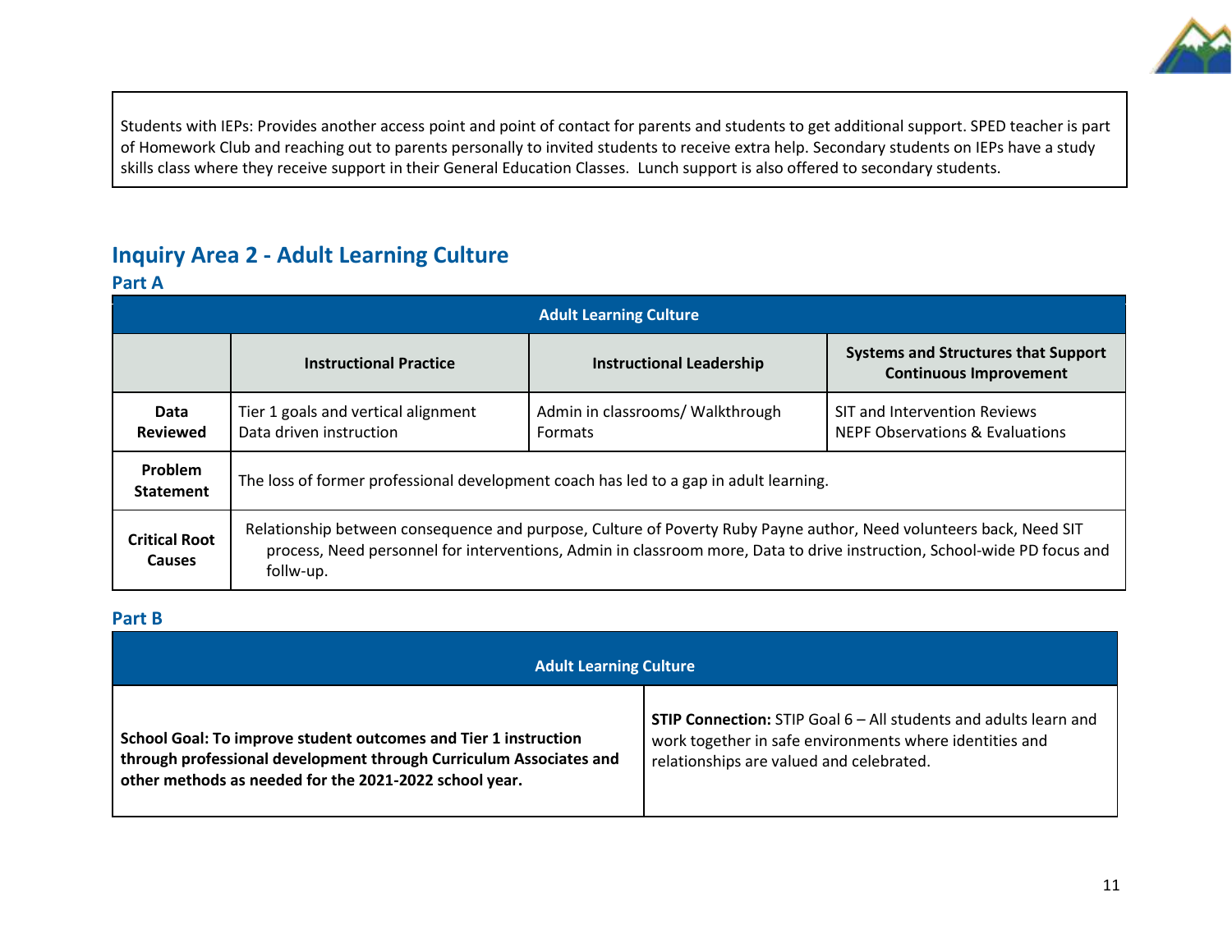Students with IEPs: Provides another access point and point of contact for parents and students to get additional support. SPED teacher is part of Homework Club and reaching out to parents personally to invited students to receive extra help. Secondary students on IEPs have a study skills class where they receive support in their General Education Classes. Lunch support is also offered to secondary students.

## Inquiry Area 2 - Adult Learning Culture

### Part A

| Adult Learning Culture | | | |
|---|---|---|---|
| | **Instructional Practice** | **Instructional Leadership** | **Systems and Structures that Support Continuous Improvement** |
| **Data Reviewed** | Tier 1 goals and vertical alignment<br>Data driven instruction | Admin in classrooms/ Walkthrough Formats | SIT and Intervention Reviews<br>NEPF Observations & Evaluations |
| **Problem Statement** | The loss of former professional development coach has led to a gap in adult learning. | | |
| **Critical Root Causes** | Relationship between consequence and purpose, Culture of Poverty Ruby Payne author, Need volunteers back, Need SIT process, Need personnel for interventions, Admin in classroom more, Data to drive instruction, School-wide PD focus and follw-up. | | |

### Part B

| Adult Learning Culture | |
|---|---|
| **School Goal: To improve student outcomes and Tier 1 instruction through professional development through Curriculum Associates and other methods as needed for the 2021-2022 school year.** | **STIP Connection:** STIP Goal 6 – All students and adults learn and work together in safe environments where identities and relationships are valued and celebrated. |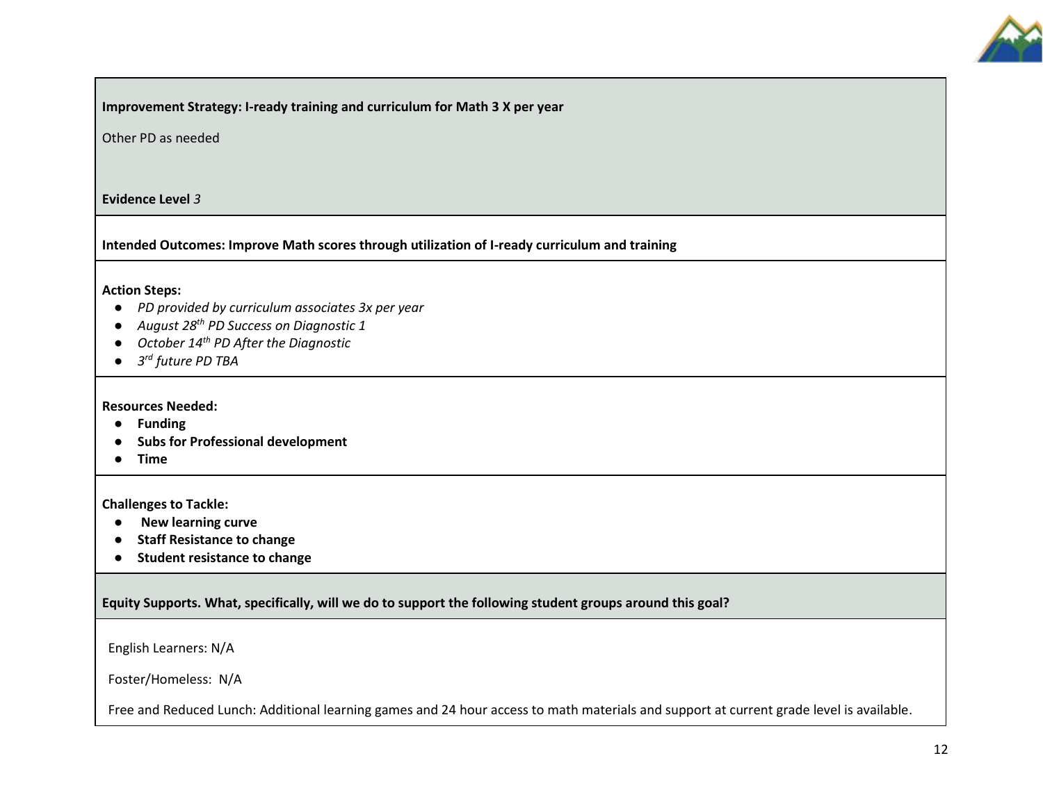**Improvement Strategy: I-ready training and curriculum for Math 3 X per year**

Other PD as needed

**Evidence Level** *3*

**Intended Outcomes: Improve Math scores through utilization of I-ready curriculum and training**

**Action Steps:**

- *PD provided by curriculum associates 3x per year*
- *August 28th PD Success on Diagnostic 1*
- *October 14th PD After the Diagnostic*
- *3rd future PD TBA*

**Resources Needed:**

- **Funding**
- **Subs for Professional development**
- **Time**

**Challenges to Tackle:**

- **New learning curve**
- **Staff Resistance to change**
- **Student resistance to change**

**Equity Supports. What, specifically, will we do to support the following student groups around this goal?**

English Learners: N/A

Foster/Homeless: N/A

Free and Reduced Lunch: Additional learning games and 24 hour access to math materials and support at current grade level is available.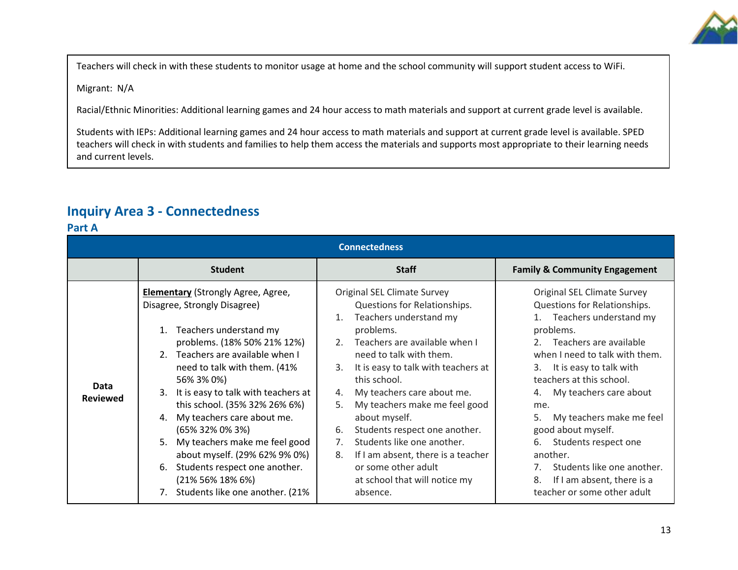Teachers will check in with these students to monitor usage at home and the school community will support student access to WiFi.

Migrant: N/A

Racial/Ethnic Minorities: Additional learning games and 24 hour access to math materials and support at current grade level is available.

Students with IEPs: Additional learning games and 24 hour access to math materials and support at current grade level is available. SPED teachers will check in with students and families to help them access the materials and supports most appropriate to their learning needs and current levels.

## Inquiry Area 3 - Connectedness

### Part A

| Connectedness | | | |
|---|---|---|---|
| | **Student** | **Staff** | **Family & Community Engagement** |
| **Data Reviewed** | **Elementary** (Strongly Agree, Agree, Disagree, Strongly Disagree)<br><br>1. Teachers understand my problems. (18% 50% 21% 12%)<br>2. Teachers are available when I need to talk with them. (41% 56% 3% 0%)<br>3. It is easy to talk with teachers at this school. (35% 32% 26% 6%)<br>4. My teachers care about me. (65% 32% 0% 3%)<br>5. My teachers make me feel good about myself. (29% 62% 9% 0%)<br>6. Students respect one another. (21% 56% 18% 6%)<br>7. Students like one another. (21% | Original SEL Climate Survey Questions for Relationships.<br>1. Teachers understand my problems.<br>2. Teachers are available when I need to talk with them.<br>3. It is easy to talk with teachers at this school.<br>4. My teachers care about me.<br>5. My teachers make me feel good about myself.<br>6. Students respect one another.<br>7. Students like one another.<br>8. If I am absent, there is a teacher or some other adult at school that will notice my absence. | Original SEL Climate Survey Questions for Relationships.<br>1. Teachers understand my problems.<br>2. Teachers are available when I need to talk with them.<br>3. It is easy to talk with teachers at this school.<br>4. My teachers care about me.<br>5. My teachers make me feel good about myself.<br>6. Students respect one another.<br>7. Students like one another.<br>8. If I am absent, there is a teacher or some other adult |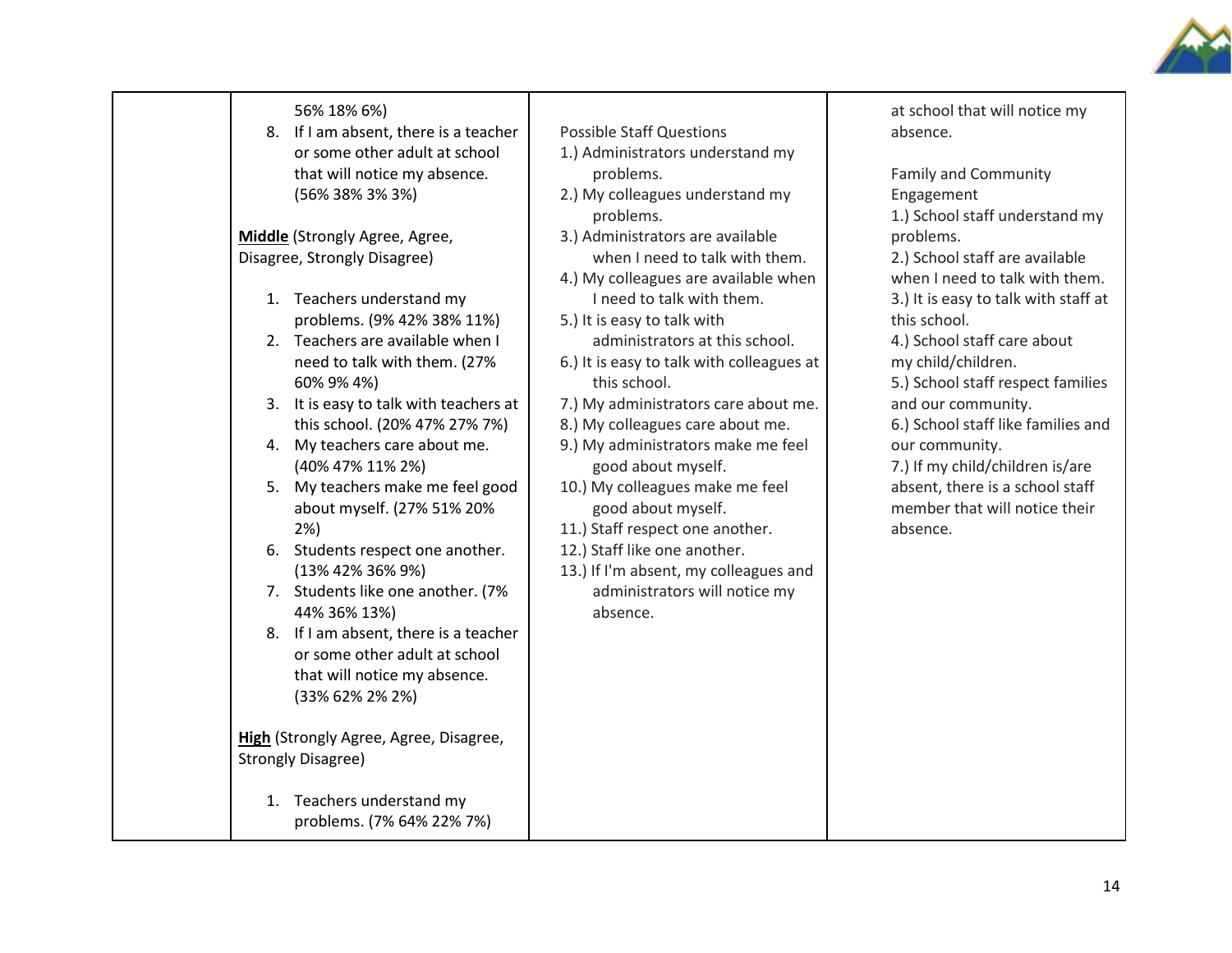| | | | |
|---|---|---|---|
| | 56% 18% 6%)<br>8. If I am absent, there is a teacher or some other adult at school that will notice my absence. (56% 38% 3% 3%)<br><br>**Middle** (Strongly Agree, Agree, Disagree, Strongly Disagree)<br><br>1. Teachers understand my problems. (9% 42% 38% 11%)<br>2. Teachers are available when I need to talk with them. (27% 60% 9% 4%)<br>3. It is easy to talk with teachers at this school. (20% 47% 27% 7%)<br>4. My teachers care about me. (40% 47% 11% 2%)<br>5. My teachers make me feel good about myself. (27% 51% 20% 2%)<br>6. Students respect one another. (13% 42% 36% 9%)<br>7. Students like one another. (7% 44% 36% 13%)<br>8. If I am absent, there is a teacher or some other adult at school that will notice my absence. (33% 62% 2% 2%)<br><br>**High** (Strongly Agree, Agree, Disagree, Strongly Disagree)<br><br>1. Teachers understand my problems. (7% 64% 22% 7%) | Possible Staff Questions<br>1.) Administrators understand my problems.<br>2.) My colleagues understand my problems.<br>3.) Administrators are available when I need to talk with them.<br>4.) My colleagues are available when I need to talk with them.<br>5.) It is easy to talk with administrators at this school.<br>6.) It is easy to talk with colleagues at this school.<br>7.) My administrators care about me.<br>8.) My colleagues care about me.<br>9.) My administrators make me feel good about myself.<br>10.) My colleagues make me feel good about myself.<br>11.) Staff respect one another.<br>12.) Staff like one another.<br>13.) If I'm absent, my colleagues and administrators will notice my absence. | at school that will notice my absence.<br><br>Family and Community Engagement<br>1.) School staff understand my problems.<br>2.) School staff are available when I need to talk with them.<br>3.) It is easy to talk with staff at this school.<br>4.) School staff care about my child/children.<br>5.) School staff respect families and our community.<br>6.) School staff like families and our community.<br>7.) If my child/children is/are absent, there is a school staff member that will notice their absence. |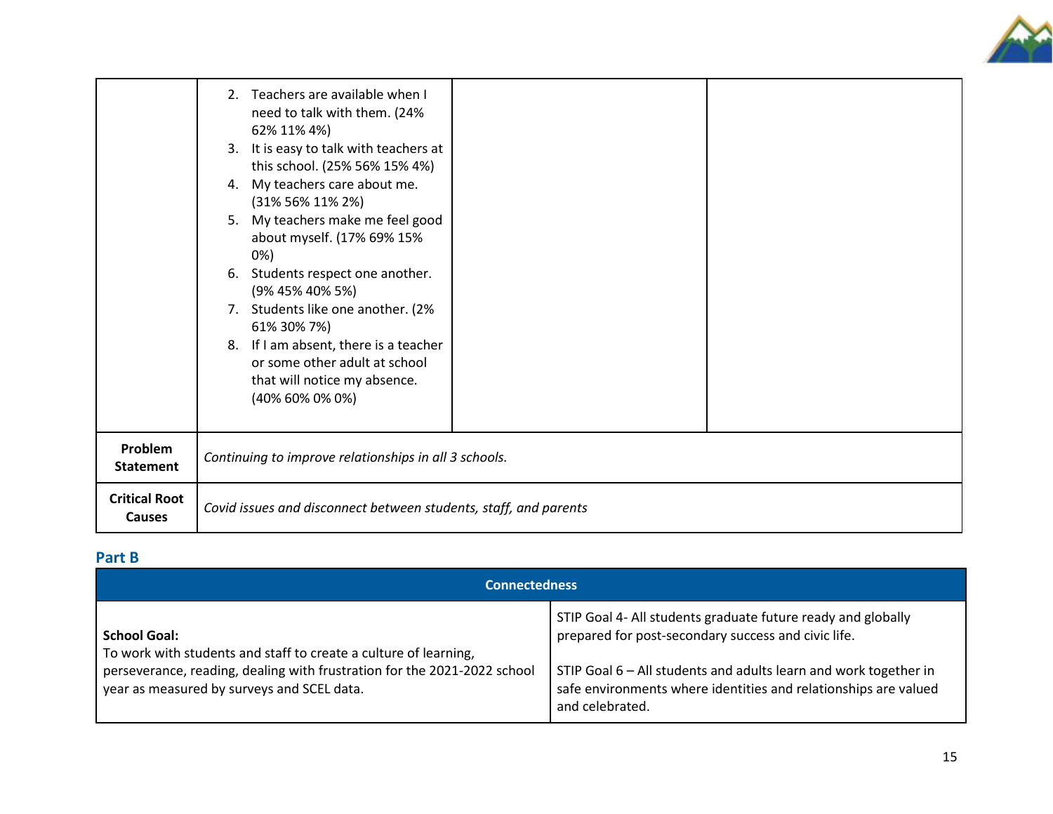| | | | |
|---|---|---|---|
| | 2. Teachers are available when I need to talk with them. (24% 62% 11% 4%)<br>3. It is easy to talk with teachers at this school. (25% 56% 15% 4%)<br>4. My teachers care about me. (31% 56% 11% 2%)<br>5. My teachers make me feel good about myself. (17% 69% 15% 0%)<br>6. Students respect one another. (9% 45% 40% 5%)<br>7. Students like one another. (2% 61% 30% 7%)<br>8. If I am absent, there is a teacher or some other adult at school that will notice my absence. (40% 60% 0% 0%) | | |
| **Problem Statement** | *Continuing to improve relationships in all 3 schools.* | | |
| **Critical Root Causes** | *Covid issues and disconnect between students, staff, and parents* | | |

## Part B

| Connectedness | |
|---|---|
| **School Goal:**<br>To work with students and staff to create a culture of learning, perseverance, reading, dealing with frustration for the 2021-2022 school year as measured by surveys and SCEL data. | STIP Goal 4- All students graduate future ready and globally prepared for post-secondary success and civic life.<br><br>STIP Goal 6 – All students and adults learn and work together in safe environments where identities and relationships are valued and celebrated. |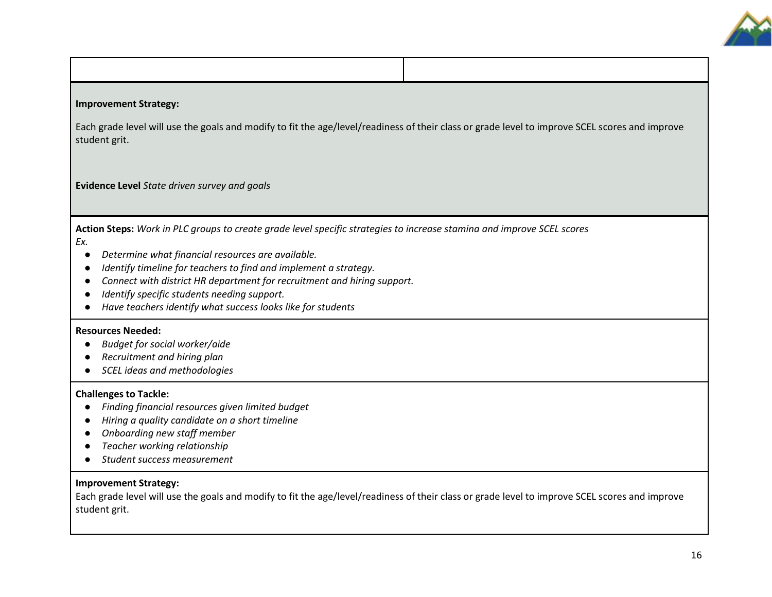| | |
|---|---|

**Improvement Strategy:**

Each grade level will use the goals and modify to fit the age/level/readiness of their class or grade level to improve SCEL scores and improve student grit.

**Evidence Level** *State driven survey and goals*

**Action Steps:** *Work in PLC groups to create grade level specific strategies to increase stamina and improve SCEL scores*
*Ex.*

- *Determine what financial resources are available.*
- *Identify timeline for teachers to find and implement a strategy.*
- *Connect with district HR department for recruitment and hiring support.*
- *Identify specific students needing support.*
- *Have teachers identify what success looks like for students*

**Resources Needed:**

- *Budget for social worker/aide*
- *Recruitment and hiring plan*
- *SCEL ideas and methodologies*

**Challenges to Tackle:**

- *Finding financial resources given limited budget*
- *Hiring a quality candidate on a short timeline*
- *Onboarding new staff member*
- *Teacher working relationship*
- *Student success measurement*

**Improvement Strategy:**
Each grade level will use the goals and modify to fit the age/level/readiness of their class or grade level to improve SCEL scores and improve student grit.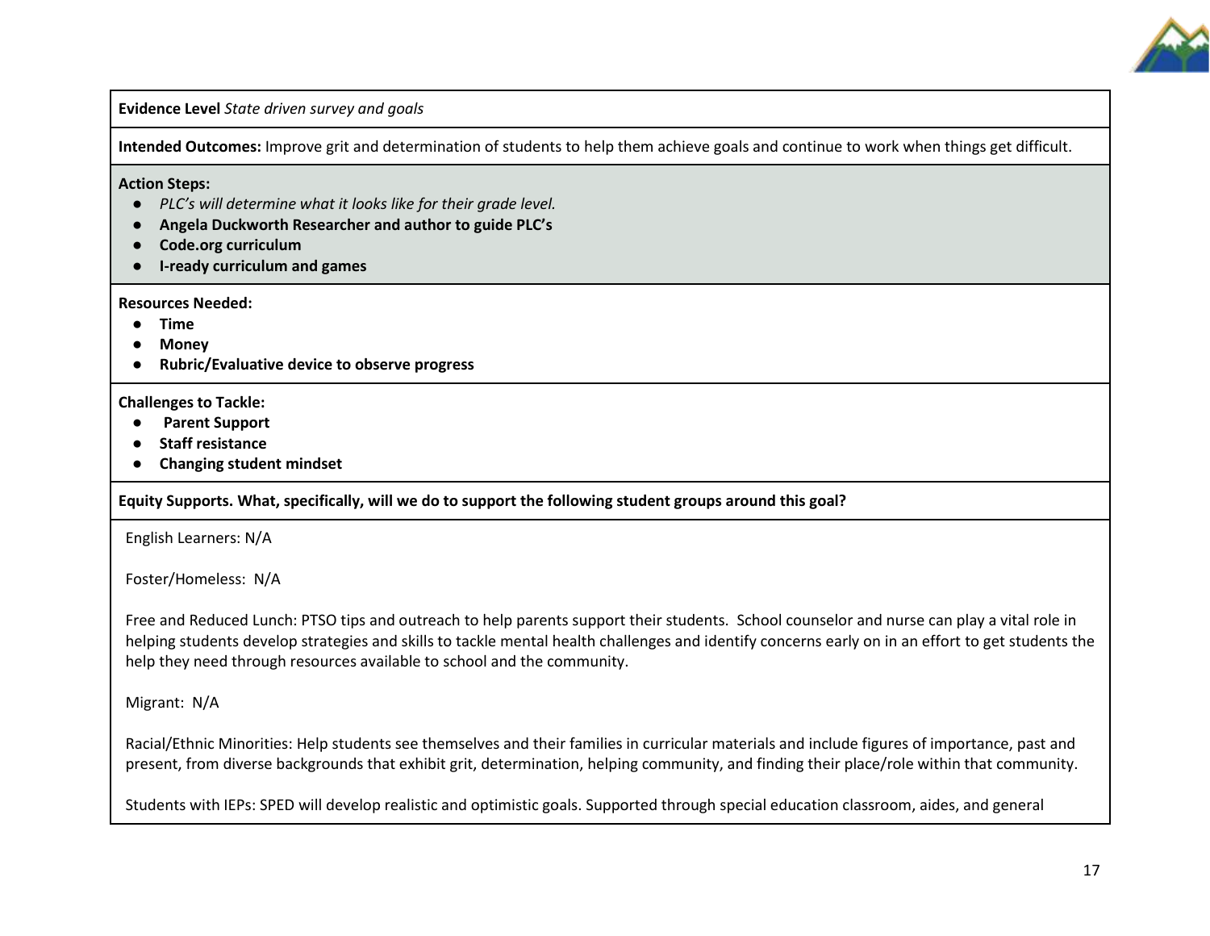**Evidence Level** *State driven survey and goals*

**Intended Outcomes:** Improve grit and determination of students to help them achieve goals and continue to work when things get difficult.

**Action Steps:**

- *PLC's will determine what it looks like for their grade level.*
- **Angela Duckworth Researcher and author to guide PLC's**
- **Code.org curriculum**
- **I-ready curriculum and games**

**Resources Needed:**

- **Time**
- **Money**
- **Rubric/Evaluative device to observe progress**

**Challenges to Tackle:**

- **Parent Support**
- **Staff resistance**
- **Changing student mindset**

**Equity Supports. What, specifically, will we do to support the following student groups around this goal?**

English Learners: N/A

Foster/Homeless: N/A

Free and Reduced Lunch: PTSO tips and outreach to help parents support their students. School counselor and nurse can play a vital role in helping students develop strategies and skills to tackle mental health challenges and identify concerns early on in an effort to get students the help they need through resources available to school and the community.

Migrant: N/A

Racial/Ethnic Minorities: Help students see themselves and their families in curricular materials and include figures of importance, past and present, from diverse backgrounds that exhibit grit, determination, helping community, and finding their place/role within that community.

Students with IEPs: SPED will develop realistic and optimistic goals. Supported through special education classroom, aides, and general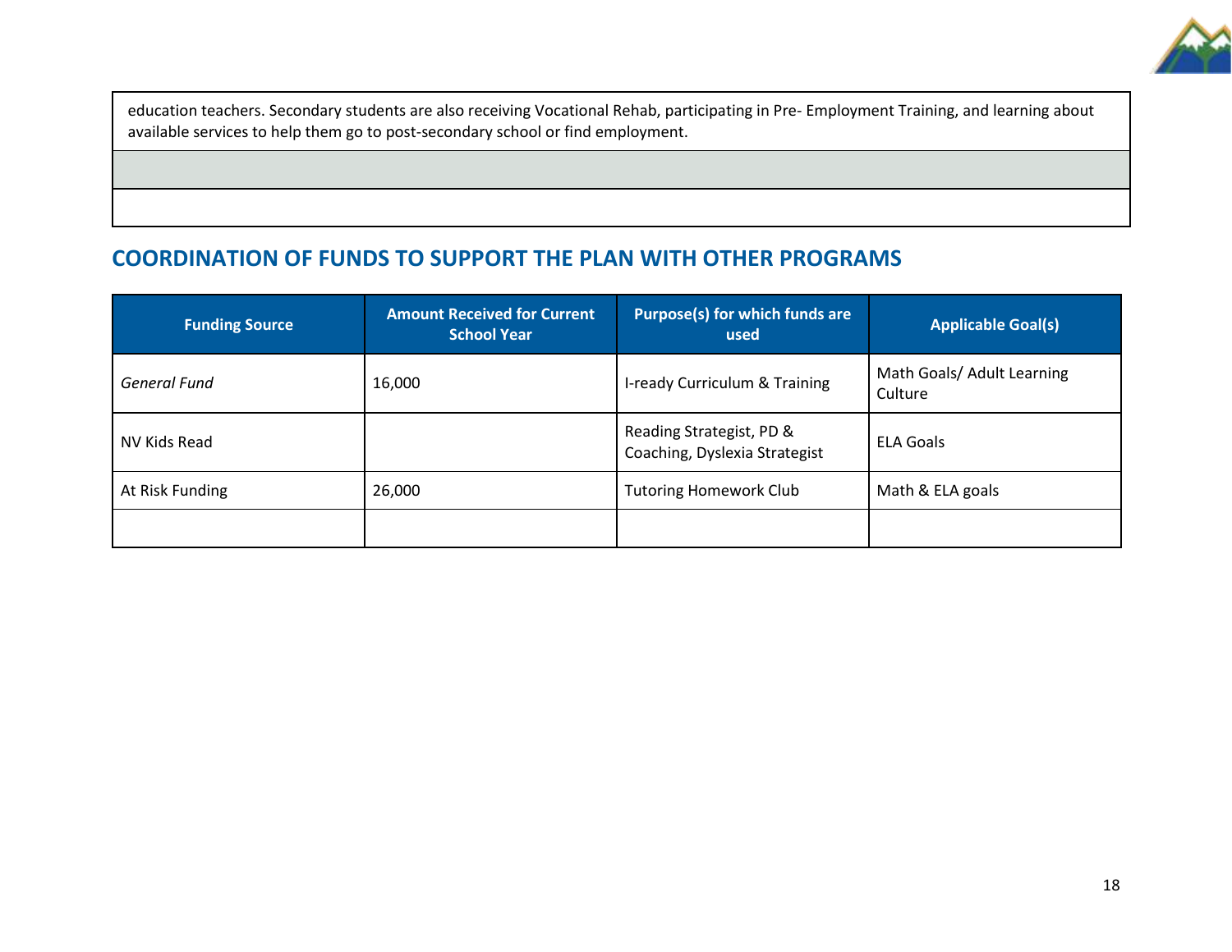| |
|---|
| education teachers. Secondary students are also receiving Vocational Rehab, participating in Pre- Employment Training, and learning about available services to help them go to post-secondary school or find employment. |
| |
| |

## COORDINATION OF FUNDS TO SUPPORT THE PLAN WITH OTHER PROGRAMS

| Funding Source | Amount Received for Current School Year | Purpose(s) for which funds are used | Applicable Goal(s) |
|---|---|---|---|
| *General Fund* | 16,000 | I-ready Curriculum & Training | Math Goals/ Adult Learning Culture |
| NV Kids Read | | Reading Strategist, PD & Coaching, Dyslexia Strategist | ELA Goals |
| At Risk Funding | 26,000 | Tutoring Homework Club | Math & ELA goals |
| | | | |